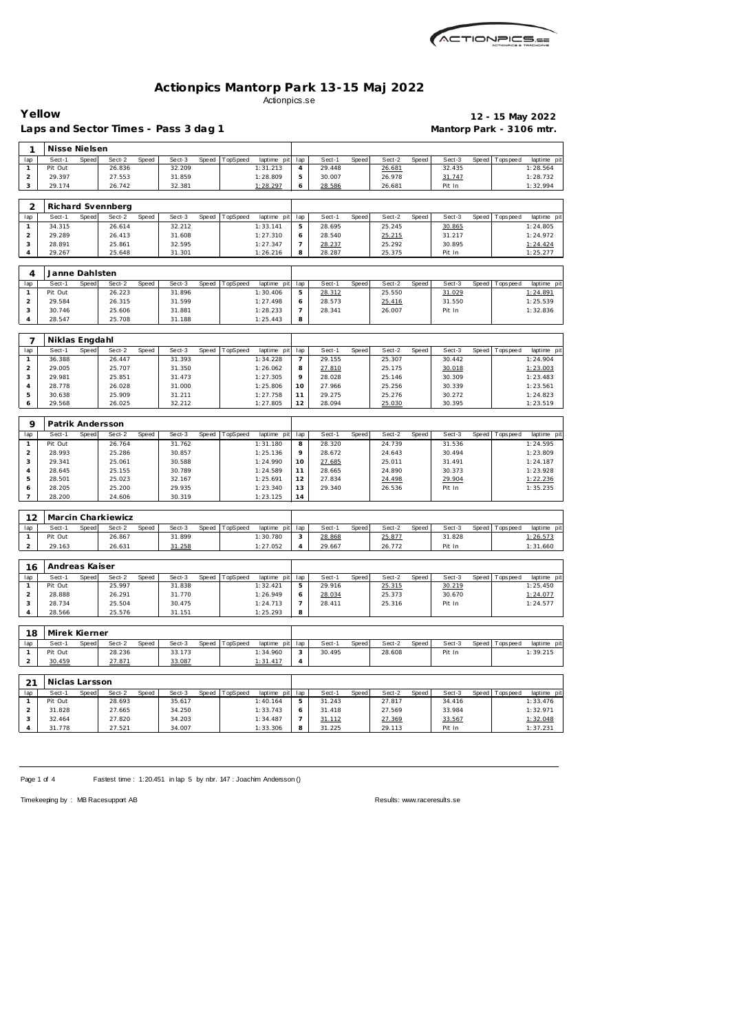# Actionpics Mantorp Park 13-15 Maj 2022

Actionpics.se

**Yellow** — **12 - 15 May 2022**

**Laps and Sector Times - Pass 3 dag 1** — **Mantorp Park - 3106 mtr.**

## 1 Nisse Nielsen

| lap | Sect-1 | Speed | Sect-2 | Speed | Sect-3 | Speed | TopSpeed | laptime pit | lap | Sect-1 | Speed | Sect-2 | Speed | Sect-3 | Speed | Topspeed | laptime pit |
|---|---|---|---|---|---|---|---|---|---|---|---|---|---|---|---|---|---|
| 1 | Pit Out | | 26.836 | | 32.209 | | | 1:31.213 | 4 | 29.448 | | 26.681 | | 32.435 | | | 1:28.564 |
| 2 | 29.397 | | 27.553 | | 31.859 | | | 1:28.809 | 5 | 30.007 | | 26.978 | | 31.747 | | | 1:28.732 |
| 3 | 29.174 | | 26.742 | | 32.381 | | | 1:28.297 | 6 | 28.586 | | 26.681 | | Pit In | | | 1:32.994 |

## 2 Richard Svennberg

| lap | Sect-1 | Speed | Sect-2 | Speed | Sect-3 | Speed | TopSpeed | laptime pit | lap | Sect-1 | Speed | Sect-2 | Speed | Sect-3 | Speed | Topspeed | laptime pit |
|---|---|---|---|---|---|---|---|---|---|---|---|---|---|---|---|---|---|
| 1 | 34.315 | | 26.614 | | 32.212 | | | 1:33.141 | 5 | 28.695 | | 25.245 | | 30.865 | | | 1:24.805 |
| 2 | 29.289 | | 26.413 | | 31.608 | | | 1:27.310 | 6 | 28.540 | | 25.215 | | 31.217 | | | 1:24.972 |
| 3 | 28.891 | | 25.861 | | 32.595 | | | 1:27.347 | 7 | 28.237 | | 25.292 | | 30.895 | | | 1:24.424 |
| 4 | 29.267 | | 25.648 | | 31.301 | | | 1:26.216 | 8 | 28.287 | | 25.375 | | Pit In | | | 1:25.277 |

## 4 Janne Dahlsten

| lap | Sect-1 | Speed | Sect-2 | Speed | Sect-3 | Speed | TopSpeed | laptime pit | lap | Sect-1 | Speed | Sect-2 | Speed | Sect-3 | Speed | Topspeed | laptime pit |
|---|---|---|---|---|---|---|---|---|---|---|---|---|---|---|---|---|---|
| 1 | Pit Out | | 26.223 | | 31.896 | | | 1:30.406 | 5 | 28.312 | | 25.550 | | 31.029 | | | 1:24.891 |
| 2 | 29.584 | | 26.315 | | 31.599 | | | 1:27.498 | 6 | 28.573 | | 25.416 | | 31.550 | | | 1:25.539 |
| 3 | 30.746 | | 25.606 | | 31.881 | | | 1:28.233 | 7 | 28.341 | | 26.007 | | Pit In | | | 1:32.836 |
| 4 | 28.547 | | 25.708 | | 31.188 | | | 1:25.443 | 8 | | | | | | | | |

## 7 Niklas Engdahl

| lap | Sect-1 | Speed | Sect-2 | Speed | Sect-3 | Speed | TopSpeed | laptime pit | lap | Sect-1 | Speed | Sect-2 | Speed | Sect-3 | Speed | Topspeed | laptime pit |
|---|---|---|---|---|---|---|---|---|---|---|---|---|---|---|---|---|---|
| 1 | 36.388 | | 26.447 | | 31.393 | | | 1:34.228 | 7 | 29.155 | | 25.307 | | 30.442 | | | 1:24.904 |
| 2 | 29.005 | | 25.707 | | 31.350 | | | 1:26.062 | 8 | 27.810 | | 25.175 | | 30.018 | | | 1:23.003 |
| 3 | 29.981 | | 25.851 | | 31.473 | | | 1:27.305 | 9 | 28.028 | | 25.146 | | 30.309 | | | 1:23.483 |
| 4 | 28.778 | | 26.028 | | 31.000 | | | 1:25.806 | 10 | 27.966 | | 25.256 | | 30.339 | | | 1:23.561 |
| 5 | 30.638 | | 25.909 | | 31.211 | | | 1:27.758 | 11 | 29.275 | | 25.276 | | 30.272 | | | 1:24.823 |
| 6 | 29.568 | | 26.025 | | 32.212 | | | 1:27.805 | 12 | 28.094 | | 25.030 | | 30.395 | | | 1:23.519 |

## 9 Patrik Andersson

| lap | Sect-1 | Speed | Sect-2 | Speed | Sect-3 | Speed | TopSpeed | laptime pit | lap | Sect-1 | Speed | Sect-2 | Speed | Sect-3 | Speed | Topspeed | laptime pit |
|---|---|---|---|---|---|---|---|---|---|---|---|---|---|---|---|---|---|
| 1 | Pit Out | | 26.764 | | 31.762 | | | 1:31.180 | 8 | 28.320 | | 24.739 | | 31.536 | | | 1:24.595 |
| 2 | 28.993 | | 25.286 | | 30.857 | | | 1:25.136 | 9 | 28.672 | | 24.643 | | 30.494 | | | 1:23.809 |
| 3 | 29.341 | | 25.061 | | 30.588 | | | 1:24.990 | 10 | 27.685 | | 25.011 | | 31.491 | | | 1:24.187 |
| 4 | 28.645 | | 25.155 | | 30.789 | | | 1:24.589 | 11 | 28.665 | | 24.890 | | 30.373 | | | 1:23.928 |
| 5 | 28.501 | | 25.023 | | 32.167 | | | 1:25.691 | 12 | 27.834 | | 24.498 | | 29.904 | | | 1:22.236 |
| 6 | 28.205 | | 25.200 | | 29.935 | | | 1:23.340 | 13 | 29.340 | | 26.536 | | Pit In | | | 1:35.235 |
| 7 | 28.200 | | 24.606 | | 30.319 | | | 1:23.125 | 14 | | | | | | | | |

## 12 Marcin Charkiewicz

| lap | Sect-1 | Speed | Sect-2 | Speed | Sect-3 | Speed | TopSpeed | laptime pit | lap | Sect-1 | Speed | Sect-2 | Speed | Sect-3 | Speed | Topspeed | laptime pit |
|---|---|---|---|---|---|---|---|---|---|---|---|---|---|---|---|---|---|
| 1 | Pit Out | | 26.867 | | 31.899 | | | 1:30.780 | 3 | 28.868 | | 25.877 | | 31.828 | | | 1:26.573 |
| 2 | 29.163 | | 26.631 | | 31.258 | | | 1:27.052 | 4 | 29.667 | | 26.772 | | Pit In | | | 1:31.660 |

## 16 Andreas Kaiser

| lap | Sect-1 | Speed | Sect-2 | Speed | Sect-3 | Speed | TopSpeed | laptime pit | lap | Sect-1 | Speed | Sect-2 | Speed | Sect-3 | Speed | Topspeed | laptime pit |
|---|---|---|---|---|---|---|---|---|---|---|---|---|---|---|---|---|---|
| 1 | Pit Out | | 25.997 | | 31.838 | | | 1:32.421 | 5 | 29.916 | | 25.315 | | 30.219 | | | 1:25.450 |
| 2 | 28.888 | | 26.291 | | 31.770 | | | 1:26.949 | 6 | 28.034 | | 25.373 | | 30.670 | | | 1:24.077 |
| 3 | 28.734 | | 25.504 | | 30.475 | | | 1:24.713 | 7 | 28.411 | | 25.316 | | Pit In | | | 1:24.577 |
| 4 | 28.566 | | 25.576 | | 31.151 | | | 1:25.293 | 8 | | | | | | | | |

## 18 Mirek Kierner

| lap | Sect-1 | Speed | Sect-2 | Speed | Sect-3 | Speed | TopSpeed | laptime pit | lap | Sect-1 | Speed | Sect-2 | Speed | Sect-3 | Speed | Topspeed | laptime pit |
|---|---|---|---|---|---|---|---|---|---|---|---|---|---|---|---|---|---|
| 1 | Pit Out | | 28.236 | | 33.173 | | | 1:34.960 | 3 | 30.495 | | 28.608 | | Pit In | | | 1:39.215 |
| 2 | 30.459 | | 27.871 | | 33.087 | | | 1:31.417 | 4 | | | | | | | | |

## 21 Niclas Larsson

| lap | Sect-1 | Speed | Sect-2 | Speed | Sect-3 | Speed | TopSpeed | laptime pit | lap | Sect-1 | Speed | Sect-2 | Speed | Sect-3 | Speed | Topspeed | laptime pit |
|---|---|---|---|---|---|---|---|---|---|---|---|---|---|---|---|---|---|
| 1 | Pit Out | | 28.693 | | 35.617 | | | 1:40.164 | 5 | 31.243 | | 27.817 | | 34.416 | | | 1:33.476 |
| 2 | 31.828 | | 27.665 | | 34.250 | | | 1:33.743 | 6 | 31.418 | | 27.569 | | 33.984 | | | 1:32.971 |
| 3 | 32.464 | | 27.820 | | 34.203 | | | 1:34.487 | 7 | 31.112 | | 27.369 | | 33.567 | | | 1:32.048 |
| 4 | 31.778 | | 27.521 | | 34.007 | | | 1:33.306 | 8 | 31.225 | | 29.113 | | Pit In | | | 1:37.231 |

Fastest time : 1:20.451 in lap 5 by nbr. 147 : Joachim Andersson ()

Timekeeping by : MB Racesupport AB — Results: www.raceresults.se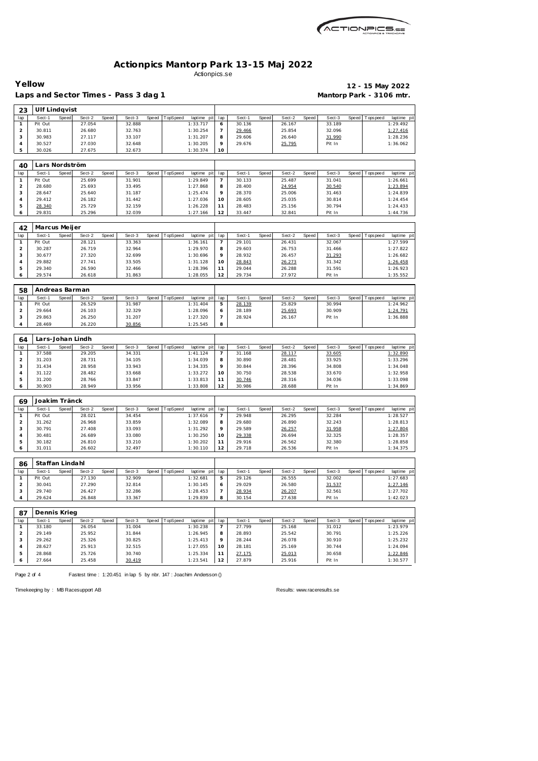# Actionpics Mantorp Park 13-15 Maj 2022

Actionpics.se

**Yellow** — **12 - 15 May 2022**

**Laps and Sector Times - Pass 3 dag 1** — **Mantorp Park - 3106 mtr.**

## 23 Ulf Lindqvist

| lap | Sect-1 | Speed | Sect-2 | Speed | Sect-3 | Speed | TopSpeed | laptime pit | lap | Sect-1 | Speed | Sect-2 | Speed | Sect-3 | Speed | Topspeed | laptime pit |
|---|---|---|---|---|---|---|---|---|---|---|---|---|---|---|---|---|---|
| 1 | Pit Out | | 27.054 | | 32.888 | | | 1:33.717 | 6 | 30.136 | | 26.167 | | 33.189 | | | 1:29.492 |
| 2 | 30.811 | | 26.680 | | 32.763 | | | 1:30.254 | 7 | 29.466 | | 25.854 | | 32.096 | | | 1:27.416 |
| 3 | 30.983 | | 27.117 | | 33.107 | | | 1:31.207 | 8 | 29.606 | | 26.640 | | 31.990 | | | 1:28.236 |
| 4 | 30.527 | | 27.030 | | 32.648 | | | 1:30.205 | 9 | 29.676 | | 25.795 | | Pit In | | | 1:36.062 |
| 5 | 30.026 | | 27.675 | | 32.673 | | | 1:30.374 | 10 | | | | | | | | |

## 40 Lars Nordström

| lap | Sect-1 | Speed | Sect-2 | Speed | Sect-3 | Speed | TopSpeed | laptime pit | lap | Sect-1 | Speed | Sect-2 | Speed | Sect-3 | Speed | Topspeed | laptime pit |
|---|---|---|---|---|---|---|---|---|---|---|---|---|---|---|---|---|---|
| 1 | Pit Out | | 25.699 | | 31.901 | | | 1:29.849 | 7 | 30.133 | | 25.487 | | 31.041 | | | 1:26.661 |
| 2 | 28.680 | | 25.693 | | 33.495 | | | 1:27.868 | 8 | 28.400 | | 24.954 | | 30.540 | | | 1:23.894 |
| 3 | 28.647 | | 25.640 | | 31.187 | | | 1:25.474 | 9 | 28.370 | | 25.006 | | 31.463 | | | 1:24.839 |
| 4 | 29.412 | | 26.182 | | 31.442 | | | 1:27.036 | 10 | 28.605 | | 25.035 | | 30.814 | | | 1:24.454 |
| 5 | 28.340 | | 25.729 | | 32.159 | | | 1:26.228 | 11 | 28.483 | | 25.156 | | 30.794 | | | 1:24.433 |
| 6 | 29.831 | | 25.296 | | 32.039 | | | 1:27.166 | 12 | 33.447 | | 32.841 | | Pit In | | | 1:44.736 |

## 42 Marcus Meijer

| lap | Sect-1 | Speed | Sect-2 | Speed | Sect-3 | Speed | TopSpeed | laptime pit | lap | Sect-1 | Speed | Sect-2 | Speed | Sect-3 | Speed | Topspeed | laptime pit |
|---|---|---|---|---|---|---|---|---|---|---|---|---|---|---|---|---|---|
| 1 | Pit Out | | 28.121 | | 33.363 | | | 1:36.161 | 7 | 29.101 | | 26.431 | | 32.067 | | | 1:27.599 |
| 2 | 30.287 | | 26.719 | | 32.964 | | | 1:29.970 | 8 | 29.603 | | 26.753 | | 31.466 | | | 1:27.822 |
| 3 | 30.677 | | 27.320 | | 32.699 | | | 1:30.696 | 9 | 28.932 | | 26.457 | | 31.293 | | | 1:26.682 |
| 4 | 29.882 | | 27.741 | | 33.505 | | | 1:31.128 | 10 | 28.843 | | 26.273 | | 31.342 | | | 1:26.458 |
| 5 | 29.340 | | 26.590 | | 32.466 | | | 1:28.396 | 11 | 29.044 | | 26.288 | | 31.591 | | | 1:26.923 |
| 6 | 29.574 | | 26.618 | | 31.863 | | | 1:28.055 | 12 | 29.734 | | 27.972 | | Pit In | | | 1:35.552 |

## 58 Andreas Barman

| lap | Sect-1 | Speed | Sect-2 | Speed | Sect-3 | Speed | TopSpeed | laptime pit | lap | Sect-1 | Speed | Sect-2 | Speed | Sect-3 | Speed | Topspeed | laptime pit |
|---|---|---|---|---|---|---|---|---|---|---|---|---|---|---|---|---|---|
| 1 | Pit Out | | 26.529 | | 31.987 | | | 1:31.404 | 5 | 28.139 | | 25.829 | | 30.994 | | | 1:24.962 |
| 2 | 29.664 | | 26.103 | | 32.329 | | | 1:28.096 | 6 | 28.189 | | 25.693 | | 30.909 | | | 1:24.791 |
| 3 | 29.863 | | 26.250 | | 31.207 | | | 1:27.320 | 7 | 28.924 | | 26.167 | | Pit In | | | 1:36.888 |
| 4 | 28.469 | | 26.220 | | 30.856 | | | 1:25.545 | 8 | | | | | | | | |

## 64 Lars-Johan Lindh

| lap | Sect-1 | Speed | Sect-2 | Speed | Sect-3 | Speed | TopSpeed | laptime pit | lap | Sect-1 | Speed | Sect-2 | Speed | Sect-3 | Speed | Topspeed | laptime pit |
|---|---|---|---|---|---|---|---|---|---|---|---|---|---|---|---|---|---|
| 1 | 37.588 | | 29.205 | | 34.331 | | | 1:41.124 | 7 | 31.168 | | 28.117 | | 33.605 | | | 1:32.890 |
| 2 | 31.203 | | 28.731 | | 34.105 | | | 1:34.039 | 8 | 30.890 | | 28.481 | | 33.925 | | | 1:33.296 |
| 3 | 31.434 | | 28.958 | | 33.943 | | | 1:34.335 | 9 | 30.844 | | 28.396 | | 34.808 | | | 1:34.048 |
| 4 | 31.122 | | 28.482 | | 33.668 | | | 1:33.272 | 10 | 30.750 | | 28.538 | | 33.670 | | | 1:32.958 |
| 5 | 31.200 | | 28.766 | | 33.847 | | | 1:33.813 | 11 | 30.746 | | 28.316 | | 34.036 | | | 1:33.098 |
| 6 | 30.903 | | 28.949 | | 33.956 | | | 1:33.808 | 12 | 30.986 | | 28.688 | | Pit In | | | 1:34.869 |

## 69 Joakim Tränck

| lap | Sect-1 | Speed | Sect-2 | Speed | Sect-3 | Speed | TopSpeed | laptime pit | lap | Sect-1 | Speed | Sect-2 | Speed | Sect-3 | Speed | Topspeed | laptime pit |
|---|---|---|---|---|---|---|---|---|---|---|---|---|---|---|---|---|---|
| 1 | Pit Out | | 28.021 | | 34.454 | | | 1:37.616 | 7 | 29.948 | | 26.295 | | 32.284 | | | 1:28.527 |
| 2 | 31.262 | | 26.968 | | 33.859 | | | 1:32.089 | 8 | 29.680 | | 26.890 | | 32.243 | | | 1:28.813 |
| 3 | 30.791 | | 27.408 | | 33.093 | | | 1:31.292 | 9 | 29.589 | | 26.257 | | 31.958 | | | 1:27.804 |
| 4 | 30.481 | | 26.689 | | 33.080 | | | 1:30.250 | 10 | 29.338 | | 26.694 | | 32.325 | | | 1:28.357 |
| 5 | 30.182 | | 26.810 | | 33.210 | | | 1:30.202 | 11 | 29.916 | | 26.562 | | 32.380 | | | 1:28.858 |
| 6 | 31.011 | | 26.602 | | 32.497 | | | 1:30.110 | 12 | 29.718 | | 26.536 | | Pit In | | | 1:34.375 |

## 86 Staffan Lindahl

| lap | Sect-1 | Speed | Sect-2 | Speed | Sect-3 | Speed | TopSpeed | laptime pit | lap | Sect-1 | Speed | Sect-2 | Speed | Sect-3 | Speed | Topspeed | laptime pit |
|---|---|---|---|---|---|---|---|---|---|---|---|---|---|---|---|---|---|
| 1 | Pit Out | | 27.130 | | 32.909 | | | 1:32.681 | 5 | 29.126 | | 26.555 | | 32.002 | | | 1:27.683 |
| 2 | 30.041 | | 27.290 | | 32.814 | | | 1:30.145 | 6 | 29.029 | | 26.580 | | 31.537 | | | 1:27.146 |
| 3 | 29.740 | | 26.427 | | 32.286 | | | 1:28.453 | 7 | 28.934 | | 26.207 | | 32.561 | | | 1:27.702 |
| 4 | 29.624 | | 26.848 | | 33.367 | | | 1:29.839 | 8 | 30.154 | | 27.638 | | Pit In | | | 1:42.023 |

## 87 Dennis Krieg

| lap | Sect-1 | Speed | Sect-2 | Speed | Sect-3 | Speed | TopSpeed | laptime pit | lap | Sect-1 | Speed | Sect-2 | Speed | Sect-3 | Speed | Topspeed | laptime pit |
|---|---|---|---|---|---|---|---|---|---|---|---|---|---|---|---|---|---|
| 1 | 33.180 | | 26.054 | | 31.004 | | | 1:30.238 | 7 | 27.799 | | 25.168 | | 31.012 | | | 1:23.979 |
| 2 | 29.149 | | 25.952 | | 31.844 | | | 1:26.945 | 8 | 28.893 | | 25.542 | | 30.791 | | | 1:25.226 |
| 3 | 29.262 | | 25.326 | | 30.825 | | | 1:25.413 | 9 | 28.244 | | 26.078 | | 30.910 | | | 1:25.232 |
| 4 | 28.627 | | 25.913 | | 32.515 | | | 1:27.055 | 10 | 28.181 | | 25.169 | | 30.744 | | | 1:24.094 |
| 5 | 28.868 | | 25.726 | | 30.740 | | | 1:25.334 | 11 | 27.175 | | 25.013 | | 30.658 | | | 1:22.846 |
| 6 | 27.664 | | 25.458 | | 30.419 | | | 1:23.541 | 12 | 27.879 | | 25.916 | | Pit In | | | 1:30.577 |

Fastest time : 1:20.451 in lap 5 by nbr. 147 : Joachim Andersson ()

Timekeeping by : MB Racesupport AB — Results: www.raceresults.se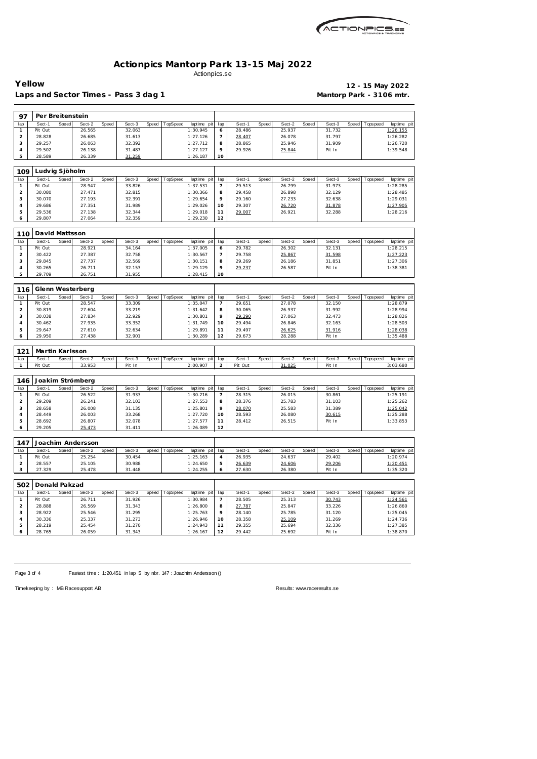# Actionpics Mantorp Park 13-15 Maj 2022

Actionpics.se

**Yellow** **12 - 15 May 2022**

**Laps and Sector Times - Pass 3 dag 1** **Mantorp Park - 3106 mtr.**

## 97 Per Breitenstein

| lap | Sect-1 | Speed | Sect-2 | Speed | Sect-3 | Speed | TopSpeed | laptime pit | lap | Sect-1 | Speed | Sect-2 | Speed | Sect-3 | Speed | Topspeed | laptime pit |
|---|---|---|---|---|---|---|---|---|---|---|---|---|---|---|---|---|---|
| 1 | Pit Out | | 26.565 | | 32.063 | | | 1:30.945 | 6 | 28.486 | | 25.937 | | 31.732 | | | 1:26.155 |
| 2 | 28.828 | | 26.685 | | 31.613 | | | 1:27.126 | 7 | 28.407 | | 26.078 | | 31.797 | | | 1:26.282 |
| 3 | 29.257 | | 26.063 | | 32.392 | | | 1:27.712 | 8 | 28.865 | | 25.946 | | 31.909 | | | 1:26.720 |
| 4 | 29.502 | | 26.138 | | 31.487 | | | 1:27.127 | 9 | 29.926 | | 25.844 | | Pit In | | | 1:39.548 |
| 5 | 28.589 | | 26.339 | | 31.259 | | | 1:26.187 | 10 | | | | | | | | |

## 109 Ludvig Sjöholm

| lap | Sect-1 | Speed | Sect-2 | Speed | Sect-3 | Speed | TopSpeed | laptime pit | lap | Sect-1 | Speed | Sect-2 | Speed | Sect-3 | Speed | Topspeed | laptime pit |
|---|---|---|---|---|---|---|---|---|---|---|---|---|---|---|---|---|---|
| 1 | Pit Out | | 28.947 | | 33.826 | | | 1:37.531 | 7 | 29.513 | | 26.799 | | 31.973 | | | 1:28.285 |
| 2 | 30.080 | | 27.471 | | 32.815 | | | 1:30.366 | 8 | 29.458 | | 26.898 | | 32.129 | | | 1:28.485 |
| 3 | 30.070 | | 27.193 | | 32.391 | | | 1:29.654 | 9 | 29.160 | | 27.233 | | 32.638 | | | 1:29.031 |
| 4 | 29.686 | | 27.351 | | 31.989 | | | 1:29.026 | 10 | 29.307 | | 26.720 | | 31.878 | | | 1:27.905 |
| 5 | 29.536 | | 27.138 | | 32.344 | | | 1:29.018 | 11 | 29.007 | | 26.921 | | 32.288 | | | 1:28.216 |
| 6 | 29.807 | | 27.064 | | 32.359 | | | 1:29.230 | 12 | | | | | | | | |

## 110 David Mattsson

| lap | Sect-1 | Speed | Sect-2 | Speed | Sect-3 | Speed | TopSpeed | laptime pit | lap | Sect-1 | Speed | Sect-2 | Speed | Sect-3 | Speed | Topspeed | laptime pit |
|---|---|---|---|---|---|---|---|---|---|---|---|---|---|---|---|---|---|
| 1 | Pit Out | | 28.921 | | 34.164 | | | 1:37.005 | 6 | 29.782 | | 26.302 | | 32.131 | | | 1:28.215 |
| 2 | 30.422 | | 27.387 | | 32.758 | | | 1:30.567 | 7 | 29.758 | | 25.867 | | 31.598 | | | 1:27.223 |
| 3 | 29.845 | | 27.737 | | 32.569 | | | 1:30.151 | 8 | 29.269 | | 26.186 | | 31.851 | | | 1:27.306 |
| 4 | 30.265 | | 26.711 | | 32.153 | | | 1:29.129 | 9 | 29.237 | | 26.587 | | Pit In | | | 1:38.381 |
| 5 | 29.709 | | 26.751 | | 31.955 | | | 1:28.415 | 10 | | | | | | | | |

## 116 Glenn Westerberg

| lap | Sect-1 | Speed | Sect-2 | Speed | Sect-3 | Speed | TopSpeed | laptime pit | lap | Sect-1 | Speed | Sect-2 | Speed | Sect-3 | Speed | Topspeed | laptime pit |
|---|---|---|---|---|---|---|---|---|---|---|---|---|---|---|---|---|---|
| 1 | Pit Out | | 28.547 | | 33.309 | | | 1:35.047 | 7 | 29.651 | | 27.078 | | 32.150 | | | 1:28.879 |
| 2 | 30.819 | | 27.604 | | 33.219 | | | 1:31.642 | 8 | 30.065 | | 26.937 | | 31.992 | | | 1:28.994 |
| 3 | 30.038 | | 27.834 | | 32.929 | | | 1:30.801 | 9 | 29.290 | | 27.063 | | 32.473 | | | 1:28.826 |
| 4 | 30.462 | | 27.935 | | 33.352 | | | 1:31.749 | 10 | 29.494 | | 26.846 | | 32.163 | | | 1:28.503 |
| 5 | 29.647 | | 27.610 | | 32.634 | | | 1:29.891 | 11 | 29.497 | | 26.625 | | 31.916 | | | 1:28.038 |
| 6 | 29.950 | | 27.438 | | 32.901 | | | 1:30.289 | 12 | 29.673 | | 28.288 | | Pit In | | | 1:35.488 |

## 121 Martin Karlsson

| lap | Sect-1 | Speed | Sect-2 | Speed | Sect-3 | Speed | TopSpeed | laptime pit | lap | Sect-1 | Speed | Sect-2 | Speed | Sect-3 | Speed | Topspeed | laptime pit |
|---|---|---|---|---|---|---|---|---|---|---|---|---|---|---|---|---|---|
| 1 | Pit Out | | 33.953 | | Pit In | | | 2:00.907 | 2 | Pit Out | | 31.025 | | Pit In | | | 3:03.680 |

## 146 Joakim Strömberg

| lap | Sect-1 | Speed | Sect-2 | Speed | Sect-3 | Speed | TopSpeed | laptime pit | lap | Sect-1 | Speed | Sect-2 | Speed | Sect-3 | Speed | Topspeed | laptime pit |
|---|---|---|---|---|---|---|---|---|---|---|---|---|---|---|---|---|---|
| 1 | Pit Out | | 26.522 | | 31.933 | | | 1:30.216 | 7 | 28.315 | | 26.015 | | 30.861 | | | 1:25.191 |
| 2 | 29.209 | | 26.241 | | 32.103 | | | 1:27.553 | 8 | 28.376 | | 25.783 | | 31.103 | | | 1:25.262 |
| 3 | 28.658 | | 26.008 | | 31.135 | | | 1:25.801 | 9 | 28.070 | | 25.583 | | 31.389 | | | 1:25.042 |
| 4 | 28.449 | | 26.003 | | 33.268 | | | 1:27.720 | 10 | 28.593 | | 26.080 | | 30.615 | | | 1:25.288 |
| 5 | 28.692 | | 26.807 | | 32.078 | | | 1:27.577 | 11 | 28.412 | | 26.515 | | Pit In | | | 1:33.853 |
| 6 | 29.205 | | 25.473 | | 31.411 | | | 1:26.089 | 12 | | | | | | | | |

## 147 Joachim Andersson

| lap | Sect-1 | Speed | Sect-2 | Speed | Sect-3 | Speed | TopSpeed | laptime pit | lap | Sect-1 | Speed | Sect-2 | Speed | Sect-3 | Speed | Topspeed | laptime pit |
|---|---|---|---|---|---|---|---|---|---|---|---|---|---|---|---|---|---|
| 1 | Pit Out | | 25.254 | | 30.454 | | | 1:25.163 | 4 | 26.935 | | 24.637 | | 29.402 | | | 1:20.974 |
| 2 | 28.557 | | 25.105 | | 30.988 | | | 1:24.650 | 5 | 26.639 | | 24.606 | | 29.206 | | | 1:20.451 |
| 3 | 27.329 | | 25.478 | | 31.448 | | | 1:24.255 | 6 | 27.630 | | 26.380 | | Pit In | | | 1:35.320 |

## 502 Donald Pakzad

| lap | Sect-1 | Speed | Sect-2 | Speed | Sect-3 | Speed | TopSpeed | laptime pit | lap | Sect-1 | Speed | Sect-2 | Speed | Sect-3 | Speed | Topspeed | laptime pit |
|---|---|---|---|---|---|---|---|---|---|---|---|---|---|---|---|---|---|
| 1 | Pit Out | | 26.711 | | 31.926 | | | 1:30.984 | 7 | 28.505 | | 25.313 | | 30.743 | | | 1:24.561 |
| 2 | 28.888 | | 26.569 | | 31.343 | | | 1:26.800 | 8 | 27.787 | | 25.847 | | 33.226 | | | 1:26.860 |
| 3 | 28.922 | | 25.546 | | 31.295 | | | 1:25.763 | 9 | 28.140 | | 25.785 | | 31.120 | | | 1:25.045 |
| 4 | 30.336 | | 25.337 | | 31.273 | | | 1:26.946 | 10 | 28.358 | | 25.109 | | 31.269 | | | 1:24.736 |
| 5 | 28.219 | | 25.454 | | 31.270 | | | 1:24.943 | 11 | 29.355 | | 25.694 | | 32.336 | | | 1:27.385 |
| 6 | 28.765 | | 26.059 | | 31.343 | | | 1:26.167 | 12 | 29.442 | | 25.692 | | Pit In | | | 1:38.870 |

Fastest time : 1:20.451 in lap 5 by nbr. 147 : Joachim Andersson ()

Timekeeping by : MB Racesupport AB

Results: www.raceresults.se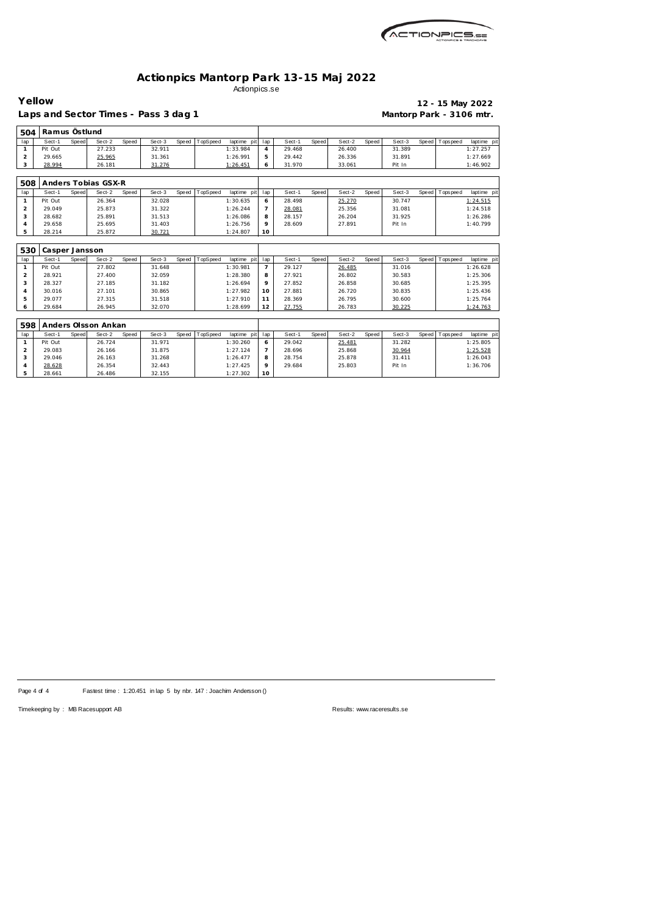# Actionpics Mantorp Park 13-15 Maj 2022

Actionpics.se

**Yellow** — **12 - 15 May 2022**

**Laps and Sector Times - Pass 3 dag 1** — **Mantorp Park - 3106 mtr.**

| 504 | Ramus Östlund | | | | | | | | | | | | | | | | | |
|---|---|---|---|---|---|---|---|---|---|---|---|---|---|---|---|---|---|---|
| lap | Sect-1 | Speed | Sect-2 | Speed | Sect-3 | Speed | TopSpeed | laptime pit | lap | Sect-1 | Speed | Sect-2 | Speed | Sect-3 | Speed | Topspeed | laptime pit |
| 1 | Pit Out | | 27.233 | | 32.911 | | | 1:33.984 | 4 | 29.468 | | 26.400 | | 31.389 | | | 1:27.257 |
| 2 | 29.665 | | 25.965 | | 31.361 | | | 1:26.991 | 5 | 29.442 | | 26.336 | | 31.891 | | | 1:27.669 |
| 3 | 28.994 | | 26.181 | | 31.276 | | | 1:26.451 | 6 | 31.970 | | 33.061 | | Pit In | | | 1:46.902 |

| 508 | Anders Tobias GSX-R | | | | | | | | | | | | | | | | |
|---|---|---|---|---|---|---|---|---|---|---|---|---|---|---|---|---|---|
| lap | Sect-1 | Speed | Sect-2 | Speed | Sect-3 | Speed | TopSpeed | laptime pit | lap | Sect-1 | Speed | Sect-2 | Speed | Sect-3 | Speed | Topspeed | laptime pit |
| 1 | Pit Out | | 26.364 | | 32.028 | | | 1:30.635 | 6 | 28.498 | | 25.270 | | 30.747 | | | 1:24.515 |
| 2 | 29.049 | | 25.873 | | 31.322 | | | 1:26.244 | 7 | 28.081 | | 25.356 | | 31.081 | | | 1:24.518 |
| 3 | 28.682 | | 25.891 | | 31.513 | | | 1:26.086 | 8 | 28.157 | | 26.204 | | 31.925 | | | 1:26.286 |
| 4 | 29.658 | | 25.695 | | 31.403 | | | 1:26.756 | 9 | 28.609 | | 27.891 | | Pit In | | | 1:40.799 |
| 5 | 28.214 | | 25.872 | | 30.721 | | | 1:24.807 | 10 | | | | | | | | |

| 530 | Casper Jansson | | | | | | | | | | | | | | | | |
|---|---|---|---|---|---|---|---|---|---|---|---|---|---|---|---|---|---|
| lap | Sect-1 | Speed | Sect-2 | Speed | Sect-3 | Speed | TopSpeed | laptime pit | lap | Sect-1 | Speed | Sect-2 | Speed | Sect-3 | Speed | Topspeed | laptime pit |
| 1 | Pit Out | | 27.802 | | 31.648 | | | 1:30.981 | 7 | 29.127 | | 26.485 | | 31.016 | | | 1:26.628 |
| 2 | 28.921 | | 27.400 | | 32.059 | | | 1:28.380 | 8 | 27.921 | | 26.802 | | 30.583 | | | 1:25.306 |
| 3 | 28.327 | | 27.185 | | 31.182 | | | 1:26.694 | 9 | 27.852 | | 26.858 | | 30.685 | | | 1:25.395 |
| 4 | 30.016 | | 27.101 | | 30.865 | | | 1:27.982 | 10 | 27.881 | | 26.720 | | 30.835 | | | 1:25.436 |
| 5 | 29.077 | | 27.315 | | 31.518 | | | 1:27.910 | 11 | 28.369 | | 26.795 | | 30.600 | | | 1:25.764 |
| 6 | 29.684 | | 26.945 | | 32.070 | | | 1:28.699 | 12 | 27.755 | | 26.783 | | 30.225 | | | 1:24.763 |

| 598 | Anders Olsson Ankan | | | | | | | | | | | | | | | | |
|---|---|---|---|---|---|---|---|---|---|---|---|---|---|---|---|---|---|
| lap | Sect-1 | Speed | Sect-2 | Speed | Sect-3 | Speed | TopSpeed | laptime pit | lap | Sect-1 | Speed | Sect-2 | Speed | Sect-3 | Speed | Topspeed | laptime pit |
| 1 | Pit Out | | 26.724 | | 31.971 | | | 1:30.260 | 6 | 29.042 | | 25.481 | | 31.282 | | | 1:25.805 |
| 2 | 29.083 | | 26.166 | | 31.875 | | | 1:27.124 | 7 | 28.696 | | 25.868 | | 30.964 | | | 1:25.528 |
| 3 | 29.046 | | 26.163 | | 31.268 | | | 1:26.477 | 8 | 28.754 | | 25.878 | | 31.411 | | | 1:26.043 |
| 4 | 28.628 | | 26.354 | | 32.443 | | | 1:27.425 | 9 | 29.684 | | 25.803 | | Pit In | | | 1:36.706 |
| 5 | 28.661 | | 26.486 | | 32.155 | | | 1:27.302 | 10 | | | | | | | | |

Fastest time : 1:20.451 in lap 5 by nbr. 147 : Joachim Andersson ()

Timekeeping by : MB Racesupport AB

Results: www.raceresults.se